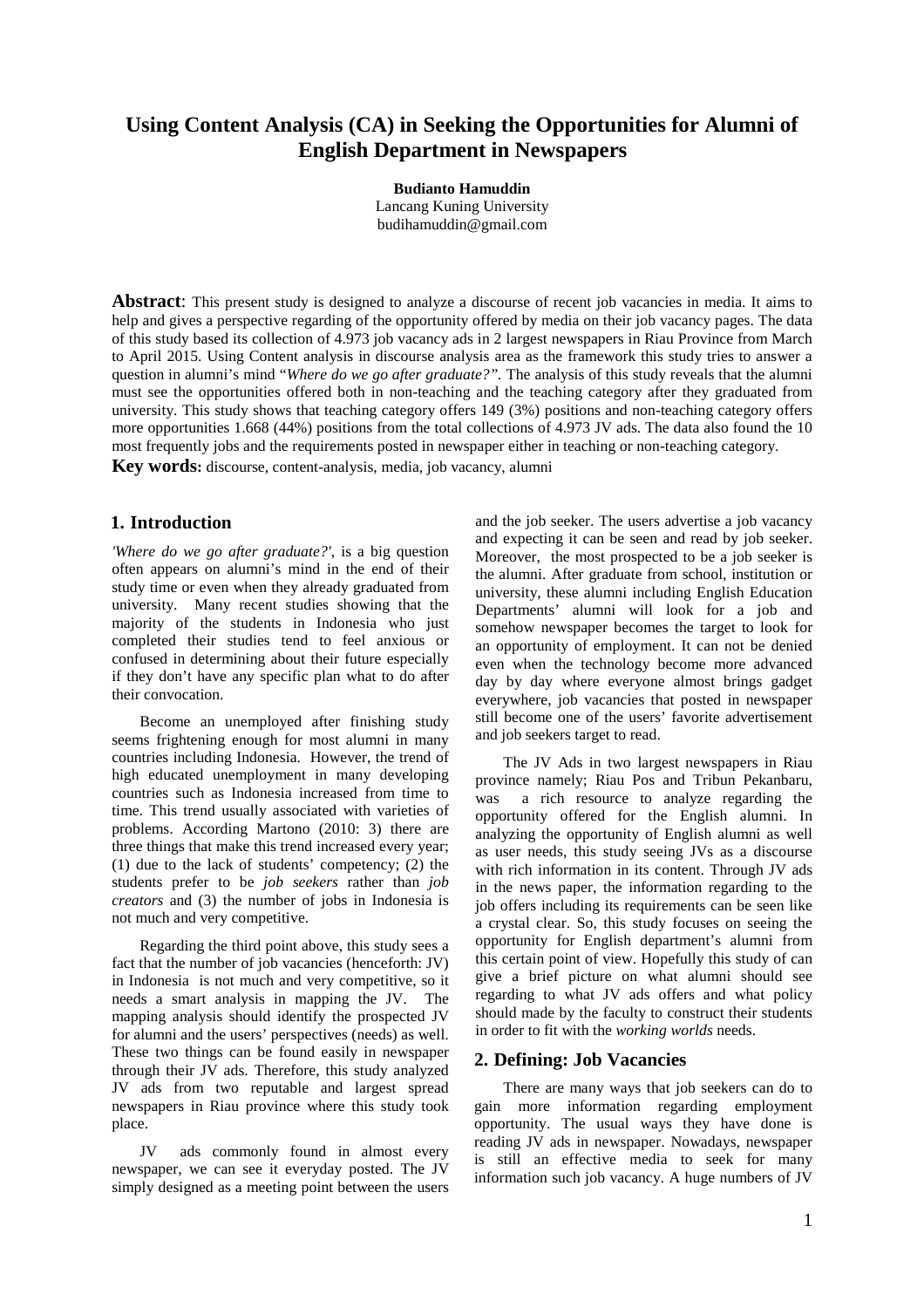# Using Content Analysis (CA) in Seeking the Opportunities for Alumni of English Department in Newspapers

**Budianto Hamuddin**
Lancang Kuning University
budihamuddin@gmail.com

**Abstract**: This present study is designed to analyze a discourse of recent job vacancies in media. It aims to help and gives a perspective regarding of the opportunity offered by media on their job vacancy pages. The data of this study based its collection of 4.973 job vacancy ads in 2 largest newspapers in Riau Province from March to April 2015. Using Content analysis in discourse analysis area as the framework this study tries to answer a question in alumni's mind "*Where do we go after graduate?"*. The analysis of this study reveals that the alumni must see the opportunities offered both in non-teaching and the teaching category after they graduated from university. This study shows that teaching category offers 149 (3%) positions and non-teaching category offers more opportunities 1.668 (44%) positions from the total collections of 4.973 JV ads. The data also found the 10 most frequently jobs and the requirements posted in newspaper either in teaching or non-teaching category.

**Key words:** discourse, content-analysis, media, job vacancy, alumni

## 1. Introduction

*'Where do we go after graduate?'*, is a big question often appears on alumni's mind in the end of their study time or even when they already graduated from university. Many recent studies showing that the majority of the students in Indonesia who just completed their studies tend to feel anxious or confused in determining about their future especially if they don't have any specific plan what to do after their convocation.

Become an unemployed after finishing study seems frightening enough for most alumni in many countries including Indonesia. However, the trend of high educated unemployment in many developing countries such as Indonesia increased from time to time. This trend usually associated with varieties of problems. According Martono (2010: 3) there are three things that make this trend increased every year; (1) due to the lack of students' competency; (2) the students prefer to be *job seekers* rather than *job creators* and (3) the number of jobs in Indonesia is not much and very competitive.

Regarding the third point above, this study sees a fact that the number of job vacancies (henceforth: JV) in Indonesia is not much and very competitive, so it needs a smart analysis in mapping the JV. The mapping analysis should identify the prospected JV for alumni and the users' perspectives (needs) as well. These two things can be found easily in newspaper through their JV ads. Therefore, this study analyzed JV ads from two reputable and largest spread newspapers in Riau province where this study took place.

JV ads commonly found in almost every newspaper, we can see it everyday posted. The JV simply designed as a meeting point between the users and the job seeker. The users advertise a job vacancy and expecting it can be seen and read by job seeker. Moreover, the most prospected to be a job seeker is the alumni. After graduate from school, institution or university, these alumni including English Education Departments' alumni will look for a job and somehow newspaper becomes the target to look for an opportunity of employment. It can not be denied even when the technology become more advanced day by day where everyone almost brings gadget everywhere, job vacancies that posted in newspaper still become one of the users' favorite advertisement and job seekers target to read.

The JV Ads in two largest newspapers in Riau province namely; Riau Pos and Tribun Pekanbaru, was a rich resource to analyze regarding the opportunity offered for the English alumni. In analyzing the opportunity of English alumni as well as user needs, this study seeing JVs as a discourse with rich information in its content. Through JV ads in the news paper, the information regarding to the job offers including its requirements can be seen like a crystal clear. So, this study focuses on seeing the opportunity for English department's alumni from this certain point of view. Hopefully this study of can give a brief picture on what alumni should see regarding to what JV ads offers and what policy should made by the faculty to construct their students in order to fit with the *working worlds* needs.

## 2. Defining: Job Vacancies

There are many ways that job seekers can do to gain more information regarding employment opportunity. The usual ways they have done is reading JV ads in newspaper. Nowadays, newspaper is still an effective media to seek for many information such job vacancy. A huge numbers of JV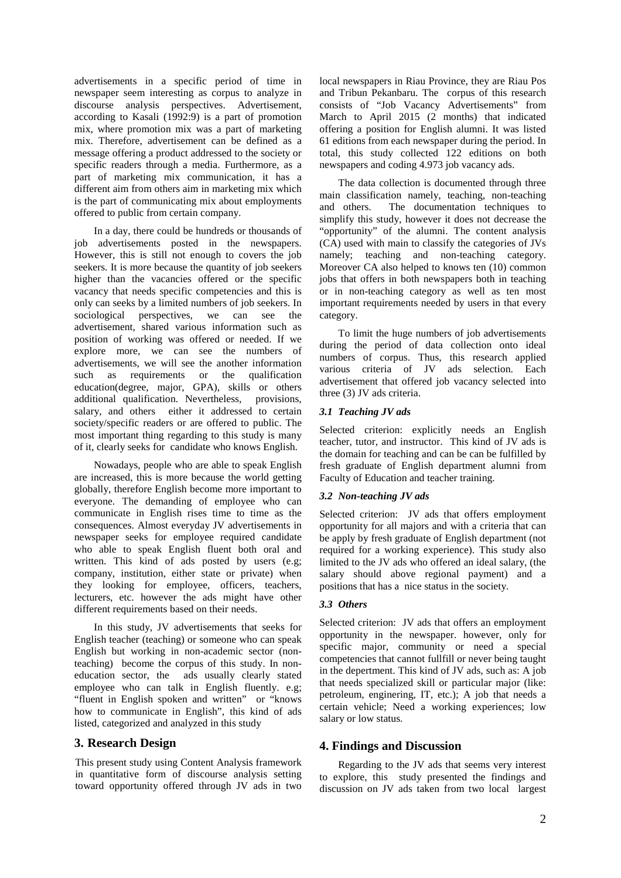advertisements in a specific period of time in newspaper seem interesting as corpus to analyze in discourse analysis perspectives. Advertisement, according to Kasali (1992:9) is a part of promotion mix, where promotion mix was a part of marketing mix. Therefore, advertisement can be defined as a message offering a product addressed to the society or specific readers through a media. Furthermore, as a part of marketing mix communication, it has a different aim from others aim in marketing mix which is the part of communicating mix about employments offered to public from certain company.

In a day, there could be hundreds or thousands of job advertisements posted in the newspapers. However, this is still not enough to covers the job seekers. It is more because the quantity of job seekers higher than the vacancies offered or the specific vacancy that needs specific competencies and this is only can seeks by a limited numbers of job seekers. In sociological perspectives, we can see the advertisement, shared various information such as position of working was offered or needed. If we explore more, we can see the numbers of advertisements, we will see the another information such as requirements or the qualification education(degree, major, GPA), skills or others additional qualification. Nevertheless, provisions, salary, and others either it addressed to certain society/specific readers or are offered to public. The most important thing regarding to this study is many of it, clearly seeks for candidate who knows English.

Nowadays, people who are able to speak English are increased, this is more because the world getting globally, therefore English become more important to everyone. The demanding of employee who can communicate in English rises time to time as the consequences. Almost everyday JV advertisements in newspaper seeks for employee required candidate who able to speak English fluent both oral and written. This kind of ads posted by users (e.g; company, institution, either state or private) when they looking for employee, officers, teachers, lecturers, etc. however the ads might have other different requirements based on their needs.

In this study, JV advertisements that seeks for English teacher (teaching) or someone who can speak English but working in non-academic sector (non-teaching) become the corpus of this study. In non-education sector, the ads usually clearly stated employee who can talk in English fluently. e.g; "fluent in English spoken and written" or "knows how to communicate in English", this kind of ads listed, categorized and analyzed in this study

## 3. Research Design

This present study using Content Analysis framework in quantitative form of discourse analysis setting toward opportunity offered through JV ads in two local newspapers in Riau Province, they are Riau Pos and Tribun Pekanbaru. The corpus of this research consists of "Job Vacancy Advertisements" from March to April 2015 (2 months) that indicated offering a position for English alumni. It was listed 61 editions from each newspaper during the period. In total, this study collected 122 editions on both newspapers and coding 4.973 job vacancy ads.

The data collection is documented through three main classification namely, teaching, non-teaching and others. The documentation techniques to simplify this study, however it does not decrease the "opportunity" of the alumni. The content analysis (CA) used with main to classify the categories of JVs namely; teaching and non-teaching category. Moreover CA also helped to knows ten (10) common jobs that offers in both newspapers both in teaching or in non-teaching category as well as ten most important requirements needed by users in that every category.

To limit the huge numbers of job advertisements during the period of data collection onto ideal numbers of corpus. Thus, this research applied various criteria of JV ads selection. Each advertisement that offered job vacancy selected into three (3) JV ads criteria.

### *3.1 Teaching JV ads*

Selected criterion: explicitly needs an English teacher, tutor, and instructor. This kind of JV ads is the domain for teaching and can be can be fulfilled by fresh graduate of English department alumni from Faculty of Education and teacher training.

### *3.2 Non-teaching JV ads*

Selected criterion: JV ads that offers employment opportunity for all majors and with a criteria that can be apply by fresh graduate of English department (not required for a working experience). This study also limited to the JV ads who offered an ideal salary, (the salary should above regional payment) and a positions that has a nice status in the society.

### *3.3 Others*

Selected criterion: JV ads that offers an employment opportunity in the newspaper. however, only for specific major, community or need a special competencies that cannot fullfill or never being taught in the depertment. This kind of JV ads, such as: A job that needs specialized skill or particular major (like: petroleum, enginering, IT, etc.); A job that needs a certain vehicle; Need a working experiences; low salary or low status.

## 4. Findings and Discussion

Regarding to the JV ads that seems very interest to explore, this study presented the findings and discussion on JV ads taken from two local largest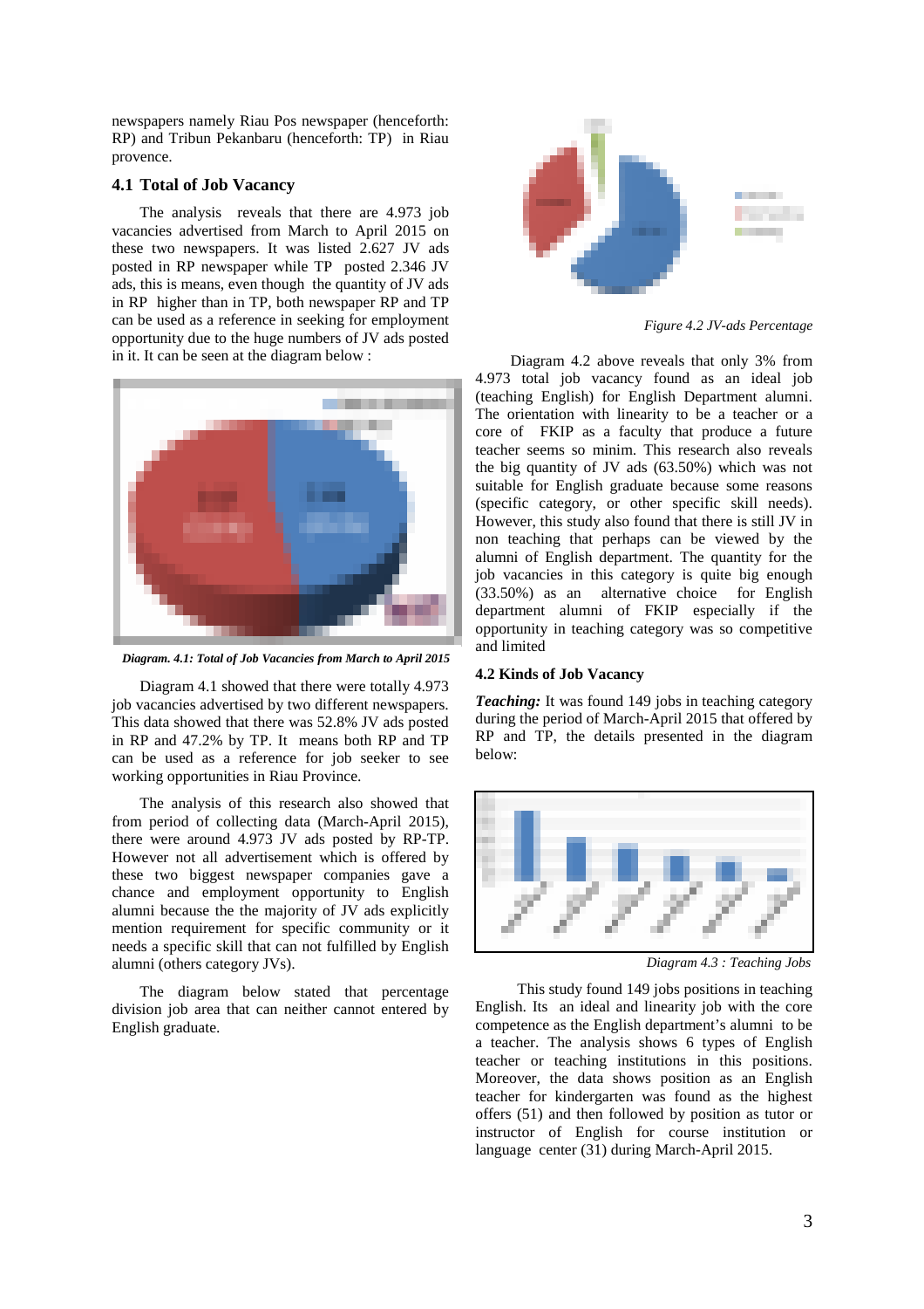newspapers namely Riau Pos newspaper (henceforth: RP) and Tribun Pekanbaru (henceforth: TP) in Riau provence.

## 4.1 Total of Job Vacancy

The analysis reveals that there are 4.973 job vacancies advertised from March to April 2015 on these two newspapers. It was listed 2.627 JV ads posted in RP newspaper while TP posted 2.346 JV ads, this is means, even though the quantity of JV ads in RP higher than in TP, both newspaper RP and TP can be used as a reference in seeking for employment opportunity due to the huge numbers of JV ads posted in it. It can be seen at the diagram below :

***Diagram. 4.1: Total of Job Vacancies from March to April 2015***

Diagram 4.1 showed that there were totally 4.973 job vacancies advertised by two different newspapers. This data showed that there was 52.8% JV ads posted in RP and 47.2% by TP. It means both RP and TP can be used as a reference for job seeker to see working opportunities in Riau Province.

The analysis of this research also showed that from period of collecting data (March-April 2015), there were around 4.973 JV ads posted by RP-TP. However not all advertisement which is offered by these two biggest newspaper companies gave a chance and employment opportunity to English alumni because the the majority of JV ads explicitly mention requirement for specific community or it needs a specific skill that can not fulfilled by English alumni (others category JVs).

The diagram below stated that percentage division job area that can neither cannot entered by English graduate.

*Figure 4.2 JV-ads Percentage*

Diagram 4.2 above reveals that only 3% from 4.973 total job vacancy found as an ideal job (teaching English) for English Department alumni. The orientation with linearity to be a teacher or a core of FKIP as a faculty that produce a future teacher seems so minim. This research also reveals the big quantity of JV ads (63.50%) which was not suitable for English graduate because some reasons (specific category, or other specific skill needs). However, this study also found that there is still JV in non teaching that perhaps can be viewed by the alumni of English department. The quantity for the job vacancies in this category is quite big enough (33.50%) as an alternative choice for English department alumni of FKIP especially if the opportunity in teaching category was so competitive and limited

### 4.2 Kinds of Job Vacancy

***Teaching:*** It was found 149 jobs in teaching category during the period of March-April 2015 that offered by RP and TP, the details presented in the diagram below:

*Diagram 4.3 : Teaching Jobs*

This study found 149 jobs positions in teaching English. Its an ideal and linearity job with the core competence as the English department's alumni to be a teacher. The analysis shows 6 types of English teacher or teaching institutions in this positions. Moreover, the data shows position as an English teacher for kindergarten was found as the highest offers (51) and then followed by position as tutor or instructor of English for course institution or language center (31) during March-April 2015.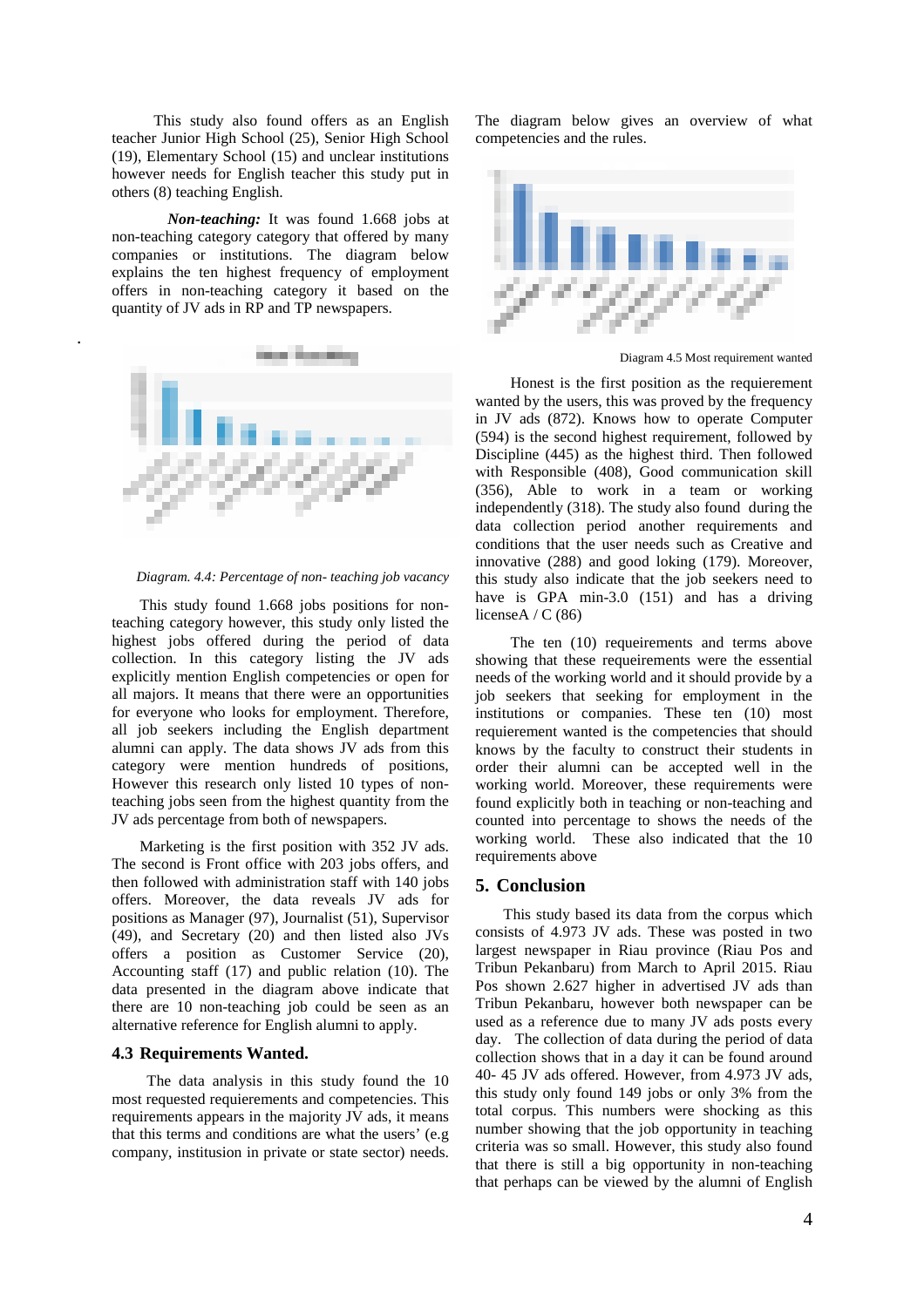This study also found offers as an English teacher Junior High School (25), Senior High School (19), Elementary School (15) and unclear institutions however needs for English teacher this study put in others (8) teaching English.

***Non-teaching:*** It was found 1.668 jobs at non-teaching category category that offered by many companies or institutions. The diagram below explains the ten highest frequency of employment offers in non-teaching category it based on the quantity of JV ads in RP and TP newspapers.

*Diagram. 4.4: Percentage of non- teaching job vacancy*

This study found 1.668 jobs positions for non-teaching category however, this study only listed the highest jobs offered during the period of data collection. In this category listing the JV ads explicitly mention English competencies or open for all majors. It means that there were an opportunities for everyone who looks for employment. Therefore, all job seekers including the English department alumni can apply. The data shows JV ads from this category were mention hundreds of positions, However this research only listed 10 types of non-teaching jobs seen from the highest quantity from the JV ads percentage from both of newspapers.

Marketing is the first position with 352 JV ads. The second is Front office with 203 jobs offers, and then followed with administration staff with 140 jobs offers. Moreover, the data reveals JV ads for positions as Manager (97), Journalist (51), Supervisor (49), and Secretary (20) and then listed also JVs offers a position as Customer Service (20), Accounting staff (17) and public relation (10). The data presented in the diagram above indicate that there are 10 non-teaching job could be seen as an alternative reference for English alumni to apply.

### 4.3 Requirements Wanted.

The data analysis in this study found the 10 most requested requierements and competencies. This requirements appears in the majority JV ads, it means that this terms and conditions are what the users' (e.g company, institution in private or state sector) needs. The diagram below gives an overview of what competencies and the rules.

Diagram 4.5 Most requirement wanted

Honest is the first position as the requierement wanted by the users, this was proved by the frequency in JV ads (872). Knows how to operate Computer (594) is the second highest requirement, followed by Discipline (445) as the highest third. Then followed with Responsible (408), Good communication skill (356), Able to work in a team or working independently (318). The study also found during the data collection period another requirements and conditions that the user needs such as Creative and innovative (288) and good loking (179). Moreover, this study also indicate that the job seekers need to have is GPA min-3.0 (151) and has a driving licenseA / C (86)

The ten (10) requeirements and terms above showing that these requeirements were the essential needs of the working world and it should provide by a job seekers that seeking for employment in the institutions or companies. These ten (10) most requierement wanted is the competencies that should knows by the faculty to construct their students in order their alumni can be accepted well in the working world. Moreover, these requirements were found explicitly both in teaching or non-teaching and counted into percentage to shows the needs of the working world. These also indicated that the 10 requirements above

## 5. Conclusion

This study based its data from the corpus which consists of 4.973 JV ads. These was posted in two largest newspaper in Riau province (Riau Pos and Tribun Pekanbaru) from March to April 2015. Riau Pos shown 2.627 higher in advertised JV ads than Tribun Pekanbaru, however both newspaper can be used as a reference due to many JV ads posts every day. The collection of data during the period of data collection shows that in a day it can be found around 40- 45 JV ads offered. However, from 4.973 JV ads, this study only found 149 jobs or only 3% from the total corpus. This numbers were shocking as this number showing that the job opportunity in teaching criteria was so small. However, this study also found that there is still a big opportunity in non-teaching that perhaps can be viewed by the alumni of English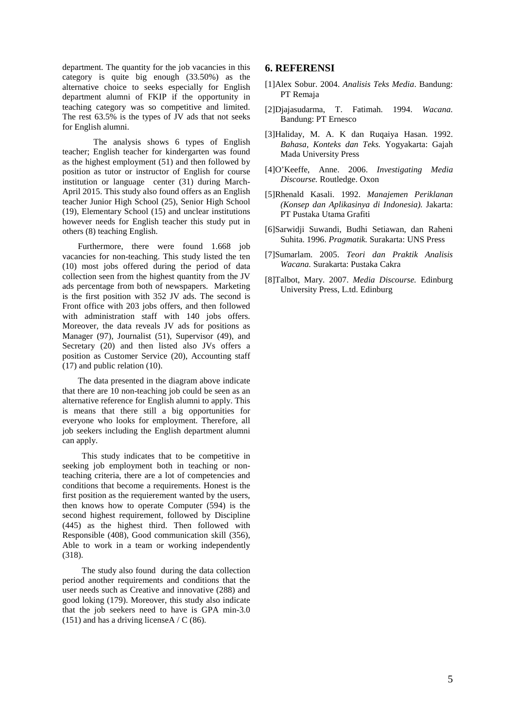department. The quantity for the job vacancies in this category is quite big enough (33.50%) as the alternative choice to seeks especially for English department alumni of FKIP if the opportunity in teaching category was so competitive and limited. The rest 63.5% is the types of JV ads that not seeks for English alumni.

The analysis shows 6 types of English teacher; English teacher for kindergarten was found as the highest employment (51) and then followed by position as tutor or instructor of English for course institution or language center (31) during March-April 2015. This study also found offers as an English teacher Junior High School (25), Senior High School (19), Elementary School (15) and unclear institutions however needs for English teacher this study put in others (8) teaching English.

Furthermore, there were found 1.668 job vacancies for non-teaching. This study listed the ten (10) most jobs offered during the period of data collection seen from the highest quantity from the JV ads percentage from both of newspapers. Marketing is the first position with 352 JV ads. The second is Front office with 203 jobs offers, and then followed with administration staff with 140 jobs offers. Moreover, the data reveals JV ads for positions as Manager (97), Journalist (51), Supervisor (49), and Secretary (20) and then listed also JVs offers a position as Customer Service (20), Accounting staff (17) and public relation (10).

The data presented in the diagram above indicate that there are 10 non-teaching job could be seen as an alternative reference for English alumni to apply. This is means that there still a big opportunities for everyone who looks for employment. Therefore, all job seekers including the English department alumni can apply.

This study indicates that to be competitive in seeking job employment both in teaching or non-teaching criteria, there are a lot of competencies and conditions that become a requirements. Honest is the first position as the requierement wanted by the users, then knows how to operate Computer (594) is the second highest requirement, followed by Discipline (445) as the highest third. Then followed with Responsible (408), Good communication skill (356), Able to work in a team or working independently (318).

The study also found during the data collection period another requirements and conditions that the user needs such as Creative and innovative (288) and good loking (179). Moreover, this study also indicate that the job seekers need to have is GPA min-3.0 (151) and has a driving licenseA / C (86).

## 6. REFERENSI

[1]Alex Sobur. 2004. *Analisis Teks Media*. Bandung: PT Remaja

[2]Djajasudarma, T. Fatimah. 1994. *Wacana.* Bandung: PT Ernesco

[3]Haliday, M. A. K dan Ruqaiya Hasan. 1992. *Bahasa, Konteks dan Teks.* Yogyakarta: Gajah Mada University Press

[4]O'Keeffe, Anne. 2006. *Investigating Media Discourse.* Routledge. Oxon

[5]Rhenald Kasali. 1992. *Manajemen Periklanan (Konsep dan Aplikasinya di Indonesia).* Jakarta: PT Pustaka Utama Grafiti

[6]Sarwidji Suwandi, Budhi Setiawan, dan Raheni Suhita. 1996. *Pragmatik.* Surakarta: UNS Press

[7]Sumarlam. 2005. *Teori dan Praktik Analisis Wacana.* Surakarta: Pustaka Cakra

[8]Talbot, Mary. 2007. *Media Discourse.* Edinburg University Press, L.td. Edinburg